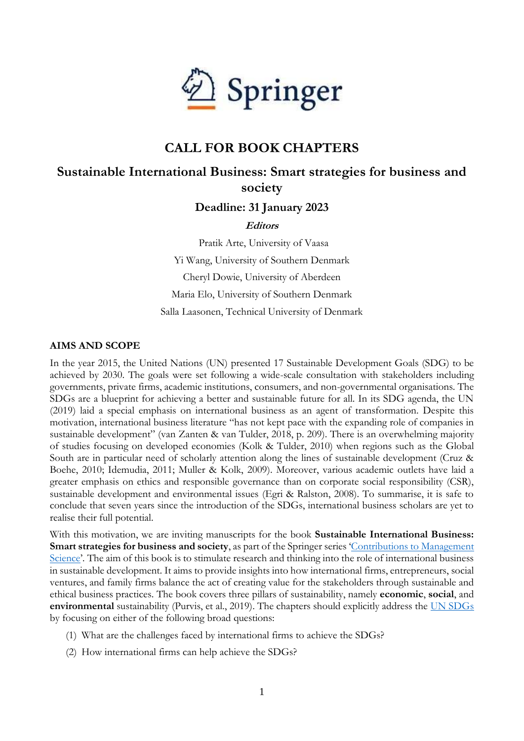Springer

# CALL FOR BOOK CHAPTERS

## Sustainable International Business: Smart strategies for business and society

### Deadline: 31 January 2023

***Editors***

Pratik Arte, University of Vaasa

Yi Wang, University of Southern Denmark

Cheryl Dowie, University of Aberdeen

Maria Elo, University of Southern Denmark

Salla Laasonen, Technical University of Denmark

**AIMS AND SCOPE**

In the year 2015, the United Nations (UN) presented 17 Sustainable Development Goals (SDG) to be achieved by 2030. The goals were set following a wide-scale consultation with stakeholders including governments, private firms, academic institutions, consumers, and non-governmental organisations. The SDGs are a blueprint for achieving a better and sustainable future for all. In its SDG agenda, the UN (2019) laid a special emphasis on international business as an agent of transformation. Despite this motivation, international business literature "has not kept pace with the expanding role of companies in sustainable development" (van Zanten & van Tulder, 2018, p. 209). There is an overwhelming majority of studies focusing on developed economies (Kolk & Tulder, 2010) when regions such as the Global South are in particular need of scholarly attention along the lines of sustainable development (Cruz & Boehe, 2010; Idemudia, 2011; Muller & Kolk, 2009). Moreover, various academic outlets have laid a greater emphasis on ethics and responsible governance than on corporate social responsibility (CSR), sustainable development and environmental issues (Egri & Ralston, 2008). To summarise, it is safe to conclude that seven years since the introduction of the SDGs, international business scholars are yet to realise their full potential.

With this motivation, we are inviting manuscripts for the book **Sustainable International Business: Smart strategies for business and society**, as part of the Springer series 'Contributions to Management Science'. The aim of this book is to stimulate research and thinking into the role of international business in sustainable development. It aims to provide insights into how international firms, entrepreneurs, social ventures, and family firms balance the act of creating value for the stakeholders through sustainable and ethical business practices. The book covers three pillars of sustainability, namely **economic**, **social**, and **environmental** sustainability (Purvis, et al., 2019). The chapters should explicitly address the UN SDGs by focusing on either of the following broad questions:

(1) What are the challenges faced by international firms to achieve the SDGs?

(2) How international firms can help achieve the SDGs?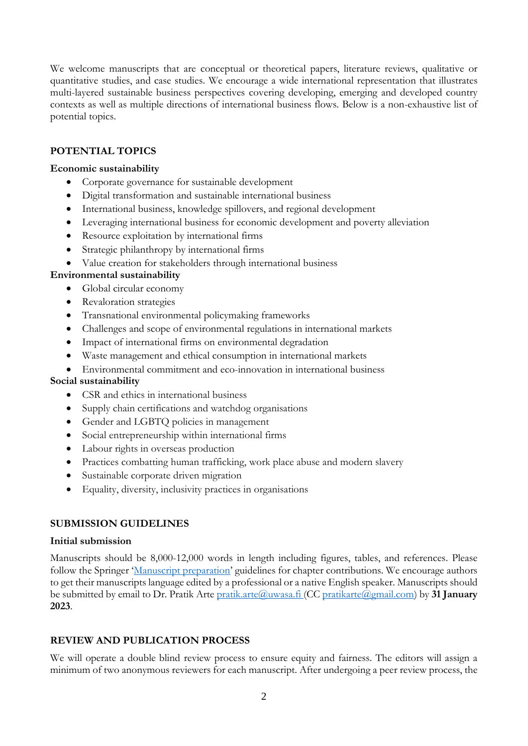We welcome manuscripts that are conceptual or theoretical papers, literature reviews, qualitative or quantitative studies, and case studies. We encourage a wide international representation that illustrates multi-layered sustainable business perspectives covering developing, emerging and developed country contexts as well as multiple directions of international business flows. Below is a non-exhaustive list of potential topics.

## POTENTIAL TOPICS

**Economic sustainability**

- Corporate governance for sustainable development
- Digital transformation and sustainable international business
- International business, knowledge spillovers, and regional development
- Leveraging international business for economic development and poverty alleviation
- Resource exploitation by international firms
- Strategic philanthropy by international firms
- Value creation for stakeholders through international business

**Environmental sustainability**

- Global circular economy
- Revaloration strategies
- Transnational environmental policymaking frameworks
- Challenges and scope of environmental regulations in international markets
- Impact of international firms on environmental degradation
- Waste management and ethical consumption in international markets
- Environmental commitment and eco-innovation in international business

**Social sustainability**

- CSR and ethics in international business
- Supply chain certifications and watchdog organisations
- Gender and LGBTQ policies in management
- Social entrepreneurship within international firms
- Labour rights in overseas production
- Practices combatting human trafficking, work place abuse and modern slavery
- Sustainable corporate driven migration
- Equality, diversity, inclusivity practices in organisations

## SUBMISSION GUIDELINES

**Initial submission**

Manuscripts should be 8,000-12,000 words in length including figures, tables, and references. Please follow the Springer 'Manuscript preparation' guidelines for chapter contributions. We encourage authors to get their manuscripts language edited by a professional or a native English speaker. Manuscripts should be submitted by email to Dr. Pratik Arte pratik.arte@uwasa.fi (CC pratikarte@gmail.com) by **31 January 2023**.

## REVIEW AND PUBLICATION PROCESS

We will operate a double blind review process to ensure equity and fairness. The editors will assign a minimum of two anonymous reviewers for each manuscript. After undergoing a peer review process, the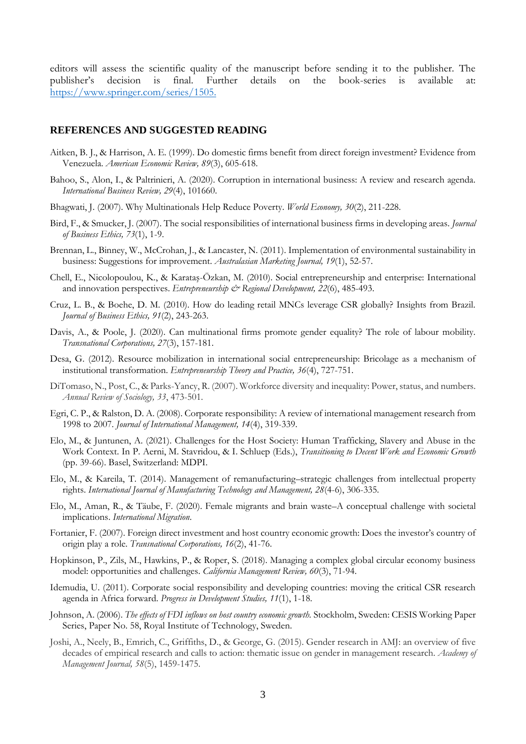editors will assess the scientific quality of the manuscript before sending it to the publisher. The publisher's decision is final. Further details on the book-series is available at: [https://www.springer.com/series/1505.](https://www.springer.com/series/1505)

## REFERENCES AND SUGGESTED READING

Aitken, B. J., & Harrison, A. E. (1999). Do domestic firms benefit from direct foreign investment? Evidence from Venezuela. *American Economic Review, 89*(3), 605-618.

Bahoo, S., Alon, I., & Paltrinieri, A. (2020). Corruption in international business: A review and research agenda. *International Business Review, 29*(4), 101660.

Bhagwati, J. (2007). Why Multinationals Help Reduce Poverty. *World Economy, 30*(2), 211-228.

Bird, F., & Smucker, J. (2007). The social responsibilities of international business firms in developing areas. *Journal of Business Ethics, 73*(1), 1-9.

Brennan, L., Binney, W., McCrohan, J., & Lancaster, N. (2011). Implementation of environmental sustainability in business: Suggestions for improvement. *Australasian Marketing Journal, 19*(1), 52-57.

Chell, E., Nicolopoulou, K., & Karataş-Özkan, M. (2010). Social entrepreneurship and enterprise: International and innovation perspectives. *Entrepreneurship & Regional Development, 22*(6), 485-493.

Cruz, L. B., & Boehe, D. M. (2010). How do leading retail MNCs leverage CSR globally? Insights from Brazil. *Journal of Business Ethics, 91*(2), 243-263.

Davis, A., & Poole, J. (2020). Can multinational firms promote gender equality? The role of labour mobility. *Transnational Corporations, 27*(3), 157-181.

Desa, G. (2012). Resource mobilization in international social entrepreneurship: Bricolage as a mechanism of institutional transformation. *Entrepreneurship Theory and Practice, 36*(4), 727-751.

DiTomaso, N., Post, C., & Parks-Yancy, R. (2007). Workforce diversity and inequality: Power, status, and numbers. *Annual Review of Sociology, 33*, 473-501.

Egri, C. P., & Ralston, D. A. (2008). Corporate responsibility: A review of international management research from 1998 to 2007. *Journal of International Management, 14*(4), 319-339.

Elo, M., & Juntunen, A. (2021). Challenges for the Host Society: Human Trafficking, Slavery and Abuse in the Work Context. In P. Aerni, M. Stavridou, & I. Schluep (Eds.), *Transitioning to Decent Work and Economic Growth* (pp. 39-66). Basel, Switzerland: MDPI.

Elo, M., & Kareila, T. (2014). Management of remanufacturing–strategic challenges from intellectual property rights. *International Journal of Manufacturing Technology and Management, 28*(4-6), 306-335.

Elo, M., Aman, R., & Täube, F. (2020). Female migrants and brain waste–A conceptual challenge with societal implications. *International Migration*.

Fortanier, F. (2007). Foreign direct investment and host country economic growth: Does the investor's country of origin play a role. *Transnational Corporations, 16*(2), 41-76.

Hopkinson, P., Zils, M., Hawkins, P., & Roper, S. (2018). Managing a complex global circular economy business model: opportunities and challenges. *California Management Review, 60*(3), 71-94.

Idemudia, U. (2011). Corporate social responsibility and developing countries: moving the critical CSR research agenda in Africa forward. *Progress in Development Studies, 11*(1), 1-18.

Johnson, A. (2006). *The effects of FDI inflows on host country economic growth.* Stockholm, Sweden: CESIS Working Paper Series, Paper No. 58, Royal Institute of Technology, Sweden.

Joshi, A., Neely, B., Emrich, C., Griffiths, D., & George, G. (2015). Gender research in AMJ: an overview of five decades of empirical research and calls to action: thematic issue on gender in management research. *Academy of Management Journal, 58*(5), 1459-1475.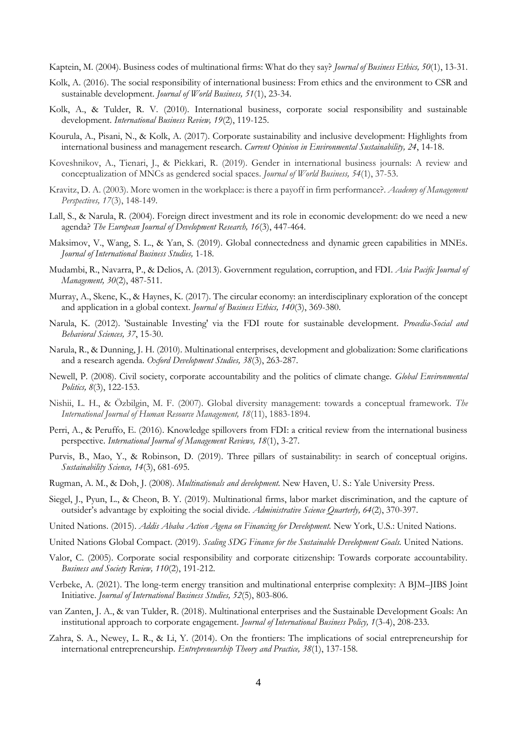Kaptein, M. (2004). Business codes of multinational firms: What do they say? *Journal of Business Ethics, 50*(1), 13-31.

Kolk, A. (2016). The social responsibility of international business: From ethics and the environment to CSR and sustainable development. *Journal of World Business, 51*(1), 23-34.

Kolk, A., & Tulder, R. V. (2010). International business, corporate social responsibility and sustainable development. *International Business Review, 19*(2), 119-125.

Kourula, A., Pisani, N., & Kolk, A. (2017). Corporate sustainability and inclusive development: Highlights from international business and management research. *Current Opinion in Environmental Sustainability, 24*, 14-18.

Koveshnikov, A., Tienari, J., & Piekkari, R. (2019). Gender in international business journals: A review and conceptualization of MNCs as gendered social spaces. *Journal of World Business, 54*(1), 37-53.

Kravitz, D. A. (2003). More women in the workplace: is there a payoff in firm performance?. *Academy of Management Perspectives, 17*(3), 148-149.

Lall, S., & Narula, R. (2004). Foreign direct investment and its role in economic development: do we need a new agenda? *The European Journal of Development Research, 16*(3), 447-464.

Maksimov, V., Wang, S. L., & Yan, S. (2019). Global connectedness and dynamic green capabilities in MNEs. *Journal of International Business Studies,* 1-18.

Mudambi, R., Navarra, P., & Delios, A. (2013). Government regulation, corruption, and FDI. *Asia Pacific Journal of Management, 30*(2), 487-511.

Murray, A., Skene, K., & Haynes, K. (2017). The circular economy: an interdisciplinary exploration of the concept and application in a global context. *Journal of Business Ethics, 140*(3), 369-380.

Narula, K. (2012). 'Sustainable Investing' via the FDI route for sustainable development. *Procedia-Social and Behavioral Sciences, 37*, 15-30.

Narula, R., & Dunning, J. H. (2010). Multinational enterprises, development and globalization: Some clarifications and a research agenda. *Oxford Development Studies, 38*(3), 263-287.

Newell, P. (2008). Civil society, corporate accountability and the politics of climate change. *Global Environmental Politics, 8*(3), 122-153.

Nishii, L. H., & Özbilgin, M. F. (2007). Global diversity management: towards a conceptual framework. *The International Journal of Human Resource Management, 18*(11), 1883-1894.

Perri, A., & Peruffo, E. (2016). Knowledge spillovers from FDI: a critical review from the international business perspective. *International Journal of Management Reviews, 18*(1), 3-27.

Purvis, B., Mao, Y., & Robinson, D. (2019). Three pillars of sustainability: in search of conceptual origins. *Sustainability Science, 14*(3), 681-695.

Rugman, A. M., & Doh, J. (2008). *Multinationals and development.* New Haven, U. S.: Yale University Press.

Siegel, J., Pyun, L., & Cheon, B. Y. (2019). Multinational firms, labor market discrimination, and the capture of outsider's advantage by exploiting the social divide. *Administrative Science Quarterly, 64*(2), 370-397.

United Nations. (2015). *Addis Ababa Action Agena on Financing for Development.* New York, U.S.: United Nations.

United Nations Global Compact. (2019). *Scaling SDG Finance for the Sustainable Development Goals.* United Nations.

Valor, C. (2005). Corporate social responsibility and corporate citizenship: Towards corporate accountability. *Business and Society Review, 110*(2), 191-212.

Verbeke, A. (2021). The long-term energy transition and multinational enterprise complexity: A BJM–JIBS Joint Initiative. *Journal of International Business Studies, 52*(5), 803-806.

van Zanten, J. A., & van Tulder, R. (2018). Multinational enterprises and the Sustainable Development Goals: An institutional approach to corporate engagement. *Journal of International Business Policy, 1*(3-4), 208-233.

Zahra, S. A., Newey, L. R., & Li, Y. (2014). On the frontiers: The implications of social entrepreneurship for international entrepreneurship. *Entrepreneurship Theory and Practice, 38*(1), 137-158.